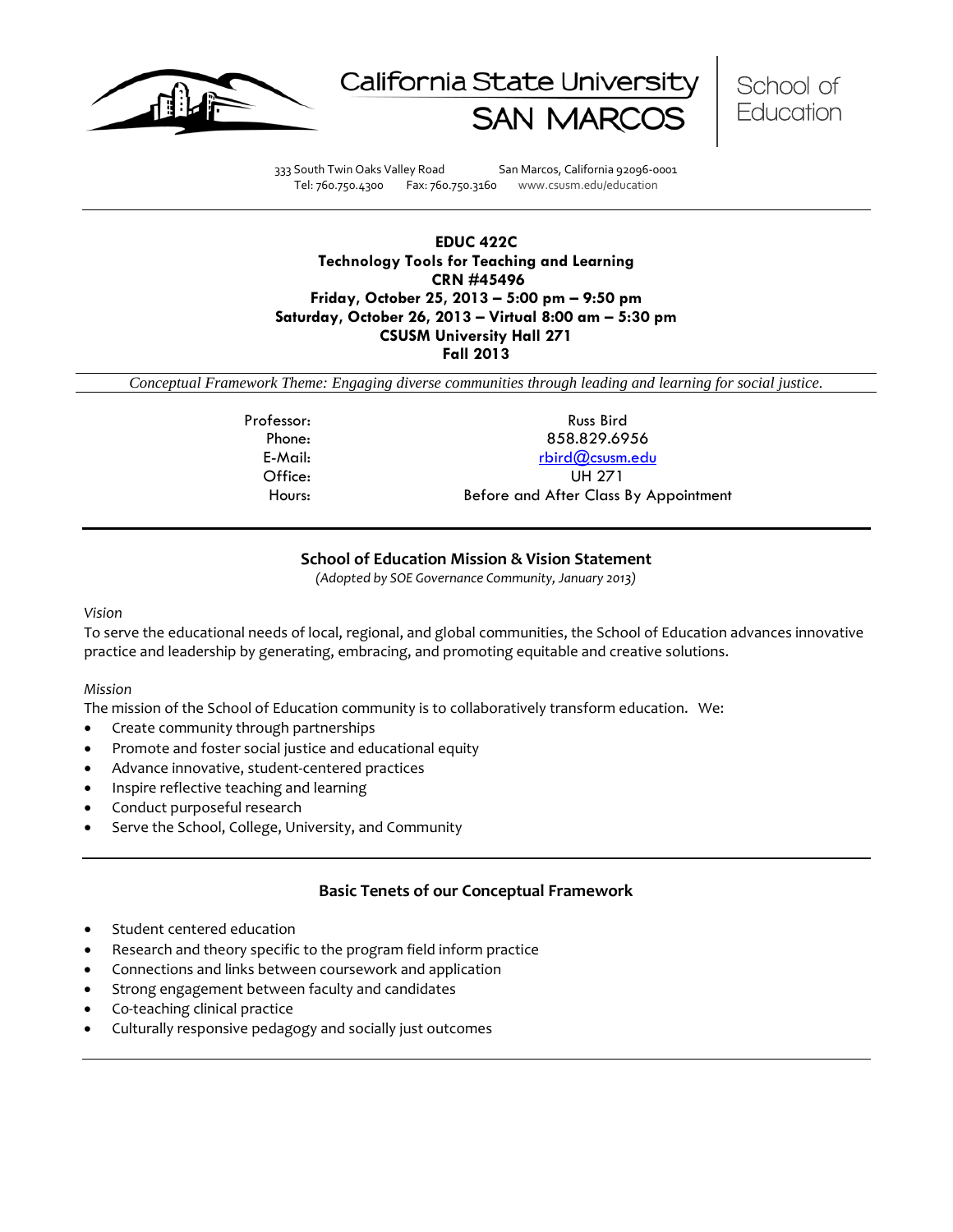California State University SAN MARCOS | School of Education

333 South Twin Oaks Valley Road San Marcos, California 92096-0001
Tel: 760.750.4300 Fax: 760.750.3160 www.csusm.edu/education

**EDUC 422C**
**Technology Tools for Teaching and Learning**
**CRN #45496**
**Friday, October 25, 2013 – 5:00 pm – 9:50 pm**
**Saturday, October 26, 2013 – Virtual 8:00 am – 5:30 pm**
**CSUSM University Hall 271**
**Fall 2013**

*Conceptual Framework Theme: Engaging diverse communities through leading and learning for social justice.*

| | |
|---|---|
| Professor: | Russ Bird |
| Phone: | 858.829.6956 |
| E-Mail: | rbird@csusm.edu |
| Office: | UH 271 |
| Hours: | Before and After Class By Appointment |

## School of Education Mission & Vision Statement

*(Adopted by SOE Governance Community, January 2013)*

*Vision*

To serve the educational needs of local, regional, and global communities, the School of Education advances innovative practice and leadership by generating, embracing, and promoting equitable and creative solutions.

*Mission*

The mission of the School of Education community is to collaboratively transform education. We:

- Create community through partnerships
- Promote and foster social justice and educational equity
- Advance innovative, student-centered practices
- Inspire reflective teaching and learning
- Conduct purposeful research
- Serve the School, College, University, and Community

## Basic Tenets of our Conceptual Framework

- Student centered education
- Research and theory specific to the program field inform practice
- Connections and links between coursework and application
- Strong engagement between faculty and candidates
- Co-teaching clinical practice
- Culturally responsive pedagogy and socially just outcomes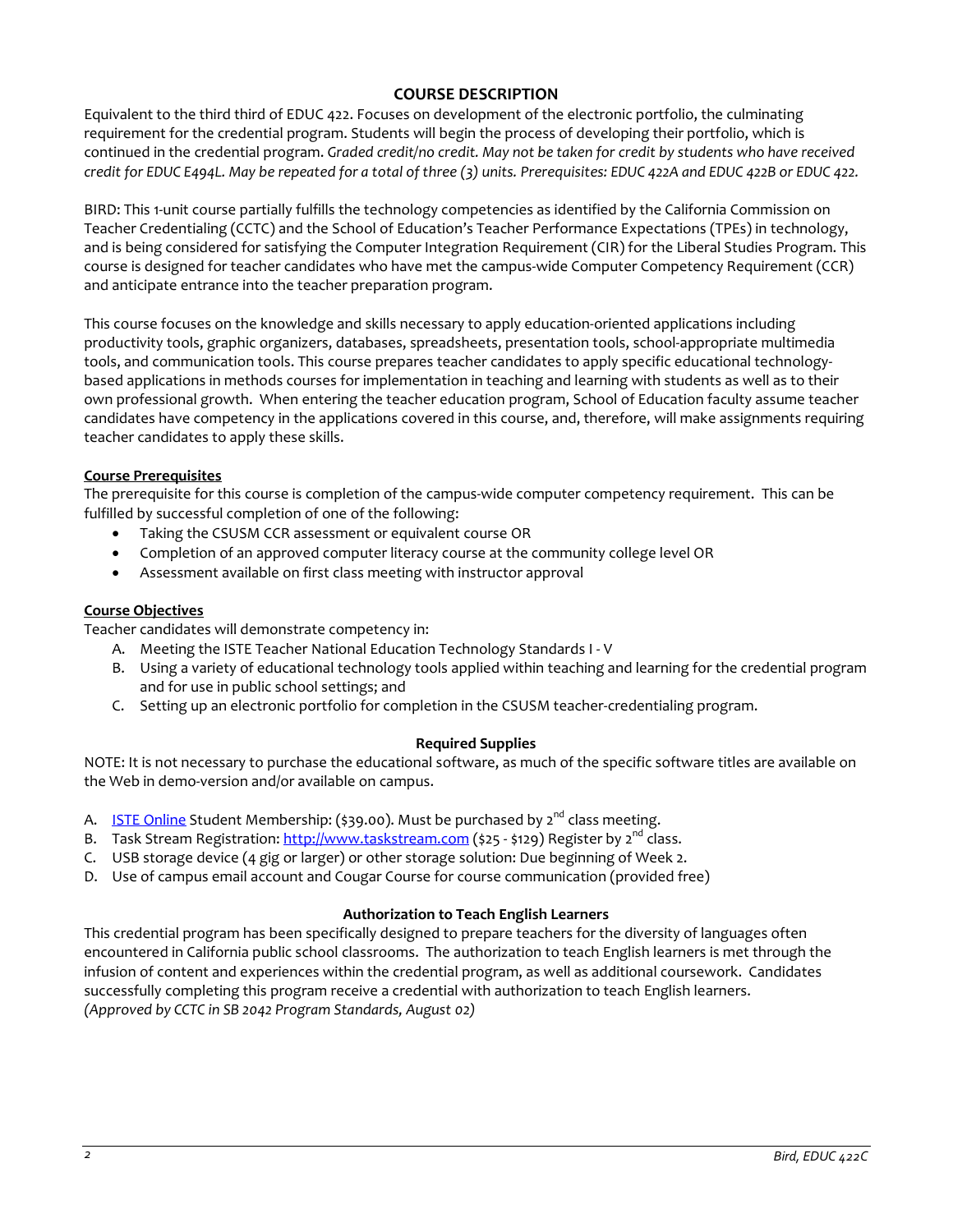## COURSE DESCRIPTION

Equivalent to the third third of EDUC 422. Focuses on development of the electronic portfolio, the culminating requirement for the credential program. Students will begin the process of developing their portfolio, which is continued in the credential program. *Graded credit/no credit. May not be taken for credit by students who have received credit for EDUC E494L. May be repeated for a total of three (3) units. Prerequisites: EDUC 422A and EDUC 422B or EDUC 422.*

BIRD: This 1-unit course partially fulfills the technology competencies as identified by the California Commission on Teacher Credentialing (CCTC) and the School of Education's Teacher Performance Expectations (TPEs) in technology, and is being considered for satisfying the Computer Integration Requirement (CIR) for the Liberal Studies Program. This course is designed for teacher candidates who have met the campus-wide Computer Competency Requirement (CCR) and anticipate entrance into the teacher preparation program.

This course focuses on the knowledge and skills necessary to apply education-oriented applications including productivity tools, graphic organizers, databases, spreadsheets, presentation tools, school-appropriate multimedia tools, and communication tools. This course prepares teacher candidates to apply specific educational technology-based applications in methods courses for implementation in teaching and learning with students as well as to their own professional growth. When entering the teacher education program, School of Education faculty assume teacher candidates have competency in the applications covered in this course, and, therefore, will make assignments requiring teacher candidates to apply these skills.

### Course Prerequisites

The prerequisite for this course is completion of the campus-wide computer competency requirement. This can be fulfilled by successful completion of one of the following:

- Taking the CSUSM CCR assessment or equivalent course OR
- Completion of an approved computer literacy course at the community college level OR
- Assessment available on first class meeting with instructor approval

### Course Objectives

Teacher candidates will demonstrate competency in:

A. Meeting the ISTE Teacher National Education Technology Standards I - V
B. Using a variety of educational technology tools applied within teaching and learning for the credential program and for use in public school settings; and
C. Setting up an electronic portfolio for completion in the CSUSM teacher-credentialing program.

### Required Supplies

NOTE: It is not necessary to purchase the educational software, as much of the specific software titles are available on the Web in demo-version and/or available on campus.

A. ISTE Online Student Membership: ($39.00). Must be purchased by 2nd class meeting.
B. Task Stream Registration: http://www.taskstream.com ($25 - $129) Register by 2nd class.
C. USB storage device (4 gig or larger) or other storage solution: Due beginning of Week 2.
D. Use of campus email account and Cougar Course for course communication (provided free)

### Authorization to Teach English Learners

This credential program has been specifically designed to prepare teachers for the diversity of languages often encountered in California public school classrooms. The authorization to teach English learners is met through the infusion of content and experiences within the credential program, as well as additional coursework. Candidates successfully completing this program receive a credential with authorization to teach English learners.
*(Approved by CCTC in SB 2042 Program Standards, August 02)*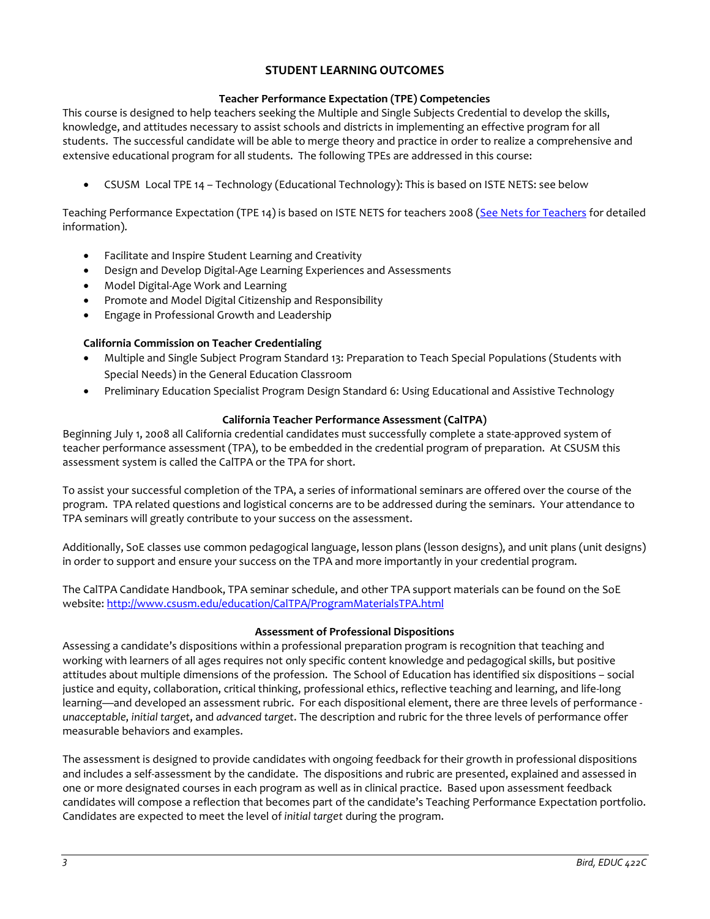## STUDENT LEARNING OUTCOMES

### Teacher Performance Expectation (TPE) Competencies

This course is designed to help teachers seeking the Multiple and Single Subjects Credential to develop the skills, knowledge, and attitudes necessary to assist schools and districts in implementing an effective program for all students. The successful candidate will be able to merge theory and practice in order to realize a comprehensive and extensive educational program for all students. The following TPEs are addressed in this course:

- CSUSM Local TPE 14 – Technology (Educational Technology): This is based on ISTE NETS: see below

Teaching Performance Expectation (TPE 14) is based on ISTE NETS for teachers 2008 ([See Nets for Teachers]() for detailed information).

- Facilitate and Inspire Student Learning and Creativity
- Design and Develop Digital-Age Learning Experiences and Assessments
- Model Digital-Age Work and Learning
- Promote and Model Digital Citizenship and Responsibility
- Engage in Professional Growth and Leadership

**California Commission on Teacher Credentialing**

- Multiple and Single Subject Program Standard 13: Preparation to Teach Special Populations (Students with Special Needs) in the General Education Classroom
- Preliminary Education Specialist Program Design Standard 6: Using Educational and Assistive Technology

### California Teacher Performance Assessment (CalTPA)

Beginning July 1, 2008 all California credential candidates must successfully complete a state-approved system of teacher performance assessment (TPA), to be embedded in the credential program of preparation. At CSUSM this assessment system is called the CalTPA or the TPA for short.

To assist your successful completion of the TPA, a series of informational seminars are offered over the course of the program. TPA related questions and logistical concerns are to be addressed during the seminars. Your attendance to TPA seminars will greatly contribute to your success on the assessment.

Additionally, SoE classes use common pedagogical language, lesson plans (lesson designs), and unit plans (unit designs) in order to support and ensure your success on the TPA and more importantly in your credential program.

The CalTPA Candidate Handbook, TPA seminar schedule, and other TPA support materials can be found on the SoE website: [http://www.csusm.edu/education/CalTPA/ProgramMaterialsTPA.html](http://www.csusm.edu/education/CalTPA/ProgramMaterialsTPA.html)

### Assessment of Professional Dispositions

Assessing a candidate's dispositions within a professional preparation program is recognition that teaching and working with learners of all ages requires not only specific content knowledge and pedagogical skills, but positive attitudes about multiple dimensions of the profession. The School of Education has identified six dispositions – social justice and equity, collaboration, critical thinking, professional ethics, reflective teaching and learning, and life-long learning—and developed an assessment rubric. For each dispositional element, there are three levels of performance - *unacceptable*, *initial target*, and *advanced target*. The description and rubric for the three levels of performance offer measurable behaviors and examples.

The assessment is designed to provide candidates with ongoing feedback for their growth in professional dispositions and includes a self-assessment by the candidate. The dispositions and rubric are presented, explained and assessed in one or more designated courses in each program as well as in clinical practice. Based upon assessment feedback candidates will compose a reflection that becomes part of the candidate's Teaching Performance Expectation portfolio. Candidates are expected to meet the level of *initial target* during the program.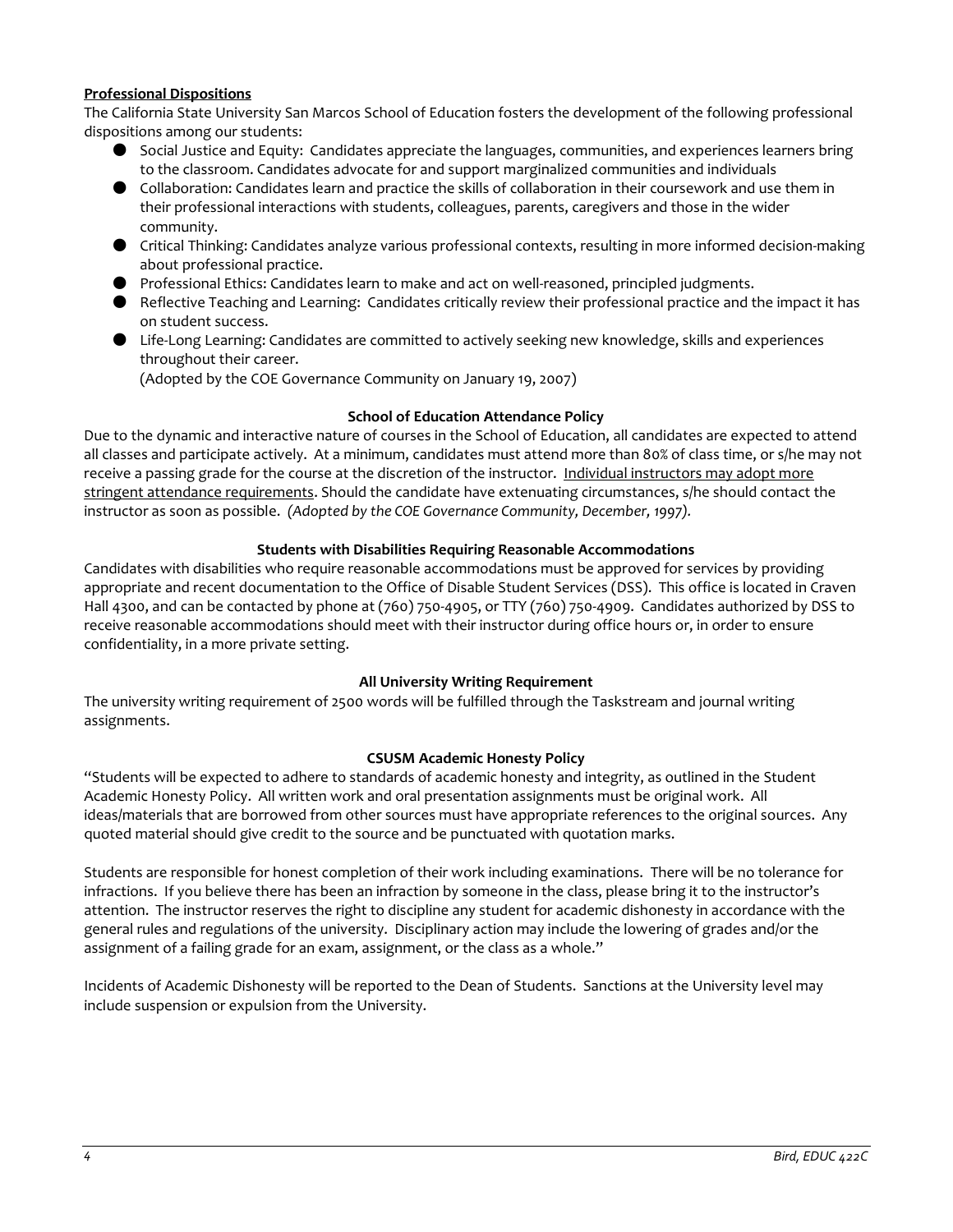**Professional Dispositions**

The California State University San Marcos School of Education fosters the development of the following professional dispositions among our students:

- Social Justice and Equity: Candidates appreciate the languages, communities, and experiences learners bring to the classroom. Candidates advocate for and support marginalized communities and individuals
- Collaboration: Candidates learn and practice the skills of collaboration in their coursework and use them in their professional interactions with students, colleagues, parents, caregivers and those in the wider community.
- Critical Thinking: Candidates analyze various professional contexts, resulting in more informed decision-making about professional practice.
- Professional Ethics: Candidates learn to make and act on well-reasoned, principled judgments.
- Reflective Teaching and Learning: Candidates critically review their professional practice and the impact it has on student success.
- Life-Long Learning: Candidates are committed to actively seeking new knowledge, skills and experiences throughout their career.

  (Adopted by the COE Governance Community on January 19, 2007)

### School of Education Attendance Policy

Due to the dynamic and interactive nature of courses in the School of Education, all candidates are expected to attend all classes and participate actively. At a minimum, candidates must attend more than 80% of class time, or s/he may not receive a passing grade for the course at the discretion of the instructor. Individual instructors may adopt more stringent attendance requirements. Should the candidate have extenuating circumstances, s/he should contact the instructor as soon as possible. *(Adopted by the COE Governance Community, December, 1997).*

### Students with Disabilities Requiring Reasonable Accommodations

Candidates with disabilities who require reasonable accommodations must be approved for services by providing appropriate and recent documentation to the Office of Disable Student Services (DSS). This office is located in Craven Hall 4300, and can be contacted by phone at (760) 750-4905, or TTY (760) 750-4909. Candidates authorized by DSS to receive reasonable accommodations should meet with their instructor during office hours or, in order to ensure confidentiality, in a more private setting.

### All University Writing Requirement

The university writing requirement of 2500 words will be fulfilled through the Taskstream and journal writing assignments.

### CSUSM Academic Honesty Policy

"Students will be expected to adhere to standards of academic honesty and integrity, as outlined in the Student Academic Honesty Policy. All written work and oral presentation assignments must be original work. All ideas/materials that are borrowed from other sources must have appropriate references to the original sources. Any quoted material should give credit to the source and be punctuated with quotation marks.

Students are responsible for honest completion of their work including examinations. There will be no tolerance for infractions. If you believe there has been an infraction by someone in the class, please bring it to the instructor's attention. The instructor reserves the right to discipline any student for academic dishonesty in accordance with the general rules and regulations of the university. Disciplinary action may include the lowering of grades and/or the assignment of a failing grade for an exam, assignment, or the class as a whole."

Incidents of Academic Dishonesty will be reported to the Dean of Students. Sanctions at the University level may include suspension or expulsion from the University.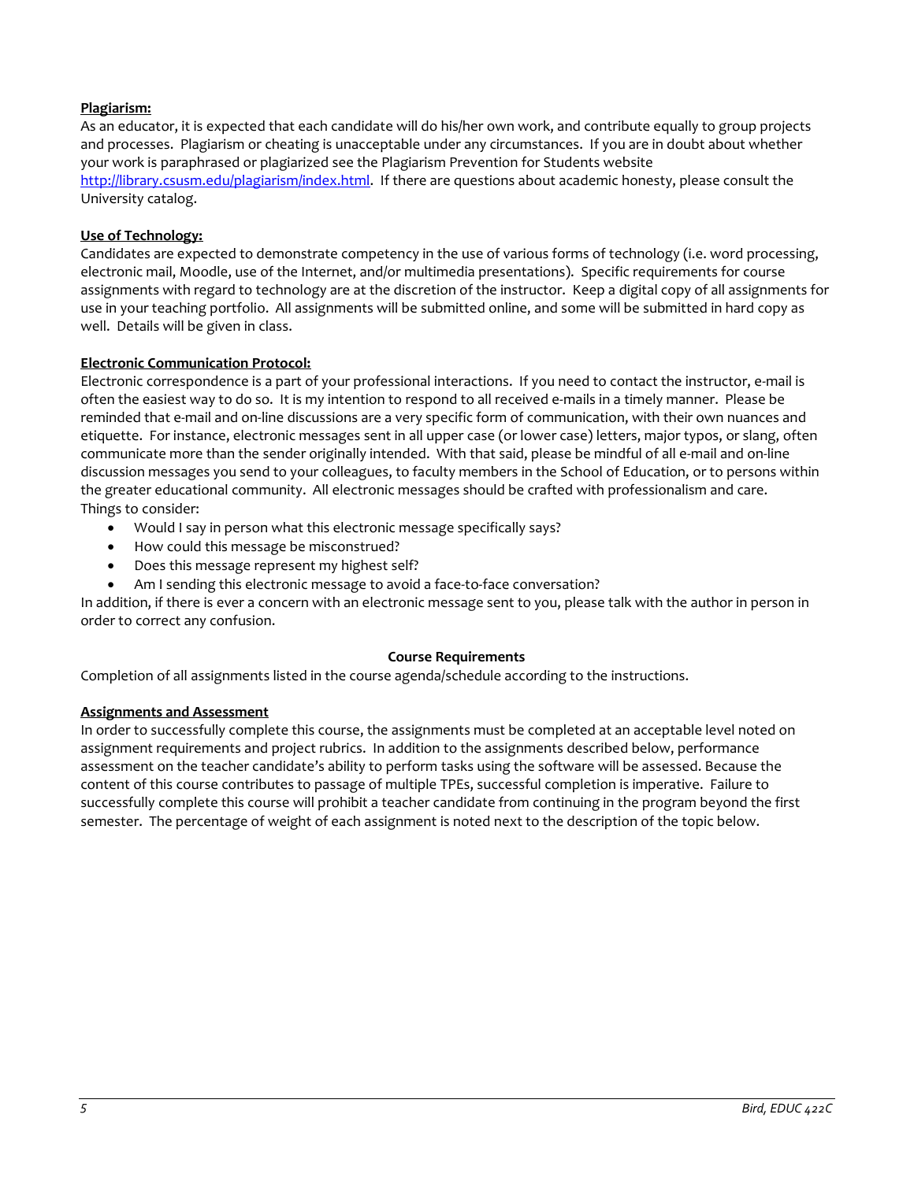**Plagiarism:**

As an educator, it is expected that each candidate will do his/her own work, and contribute equally to group projects and processes. Plagiarism or cheating is unacceptable under any circumstances. If you are in doubt about whether your work is paraphrased or plagiarized see the Plagiarism Prevention for Students website http://library.csusm.edu/plagiarism/index.html. If there are questions about academic honesty, please consult the University catalog.

**Use of Technology:**

Candidates are expected to demonstrate competency in the use of various forms of technology (i.e. word processing, electronic mail, Moodle, use of the Internet, and/or multimedia presentations). Specific requirements for course assignments with regard to technology are at the discretion of the instructor. Keep a digital copy of all assignments for use in your teaching portfolio. All assignments will be submitted online, and some will be submitted in hard copy as well. Details will be given in class.

**Electronic Communication Protocol:**

Electronic correspondence is a part of your professional interactions. If you need to contact the instructor, e-mail is often the easiest way to do so. It is my intention to respond to all received e-mails in a timely manner. Please be reminded that e-mail and on-line discussions are a very specific form of communication, with their own nuances and etiquette. For instance, electronic messages sent in all upper case (or lower case) letters, major typos, or slang, often communicate more than the sender originally intended. With that said, please be mindful of all e-mail and on-line discussion messages you send to your colleagues, to faculty members in the School of Education, or to persons within the greater educational community. All electronic messages should be crafted with professionalism and care.
Things to consider:

- Would I say in person what this electronic message specifically says?
- How could this message be misconstrued?
- Does this message represent my highest self?
- Am I sending this electronic message to avoid a face-to-face conversation?

In addition, if there is ever a concern with an electronic message sent to you, please talk with the author in person in order to correct any confusion.

## Course Requirements

Completion of all assignments listed in the course agenda/schedule according to the instructions.

**Assignments and Assessment**

In order to successfully complete this course, the assignments must be completed at an acceptable level noted on assignment requirements and project rubrics. In addition to the assignments described below, performance assessment on the teacher candidate's ability to perform tasks using the software will be assessed. Because the content of this course contributes to passage of multiple TPEs, successful completion is imperative. Failure to successfully complete this course will prohibit a teacher candidate from continuing in the program beyond the first semester. The percentage of weight of each assignment is noted next to the description of the topic below.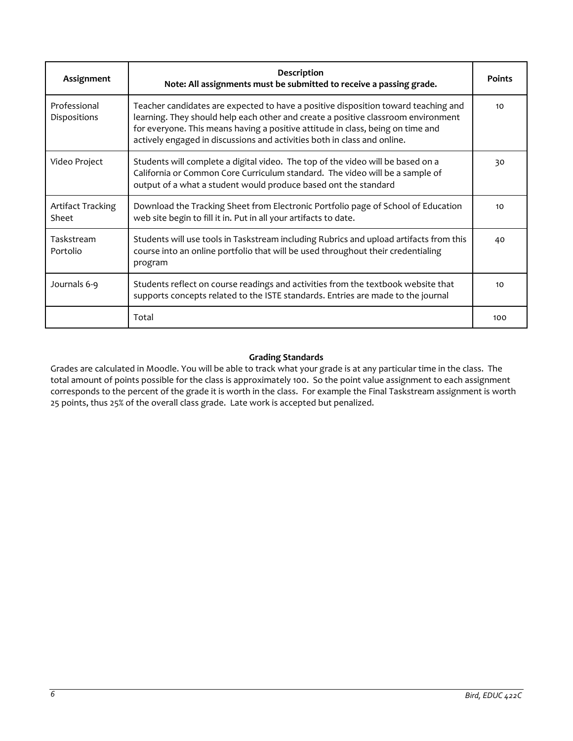| Assignment | Description<br>**Note: All assignments must be submitted to receive a passing grade.** | Points |
|---|---|---|
| Professional Dispositions | Teacher candidates are expected to have a positive disposition toward teaching and learning. They should help each other and create a positive classroom environment for everyone. This means having a positive attitude in class, being on time and actively engaged in discussions and activities both in class and online. | 10 |
| Video Project | Students will complete a digital video. The top of the video will be based on a California or Common Core Curriculum standard. The video will be a sample of output of a what a student would produce based ont the standard | 30 |
| Artifact Tracking Sheet | Download the Tracking Sheet from Electronic Portfolio page of School of Education web site begin to fill it in. Put in all your artifacts to date. | 10 |
| Taskstream Portolio | Students will use tools in Taskstream including Rubrics and upload artifacts from this course into an online portfolio that will be used throughout their credentialing program | 40 |
| Journals 6-9 | Students reflect on course readings and activities from the textbook website that supports concepts related to the ISTE standards. Entries are made to the journal | 10 |
| | Total | 100 |

**Grading Standards**

Grades are calculated in Moodle. You will be able to track what your grade is at any particular time in the class. The total amount of points possible for the class is approximately 100. So the point value assignment to each assignment corresponds to the percent of the grade it is worth in the class. For example the Final Taskstream assignment is worth 25 points, thus 25% of the overall class grade. Late work is accepted but penalized.